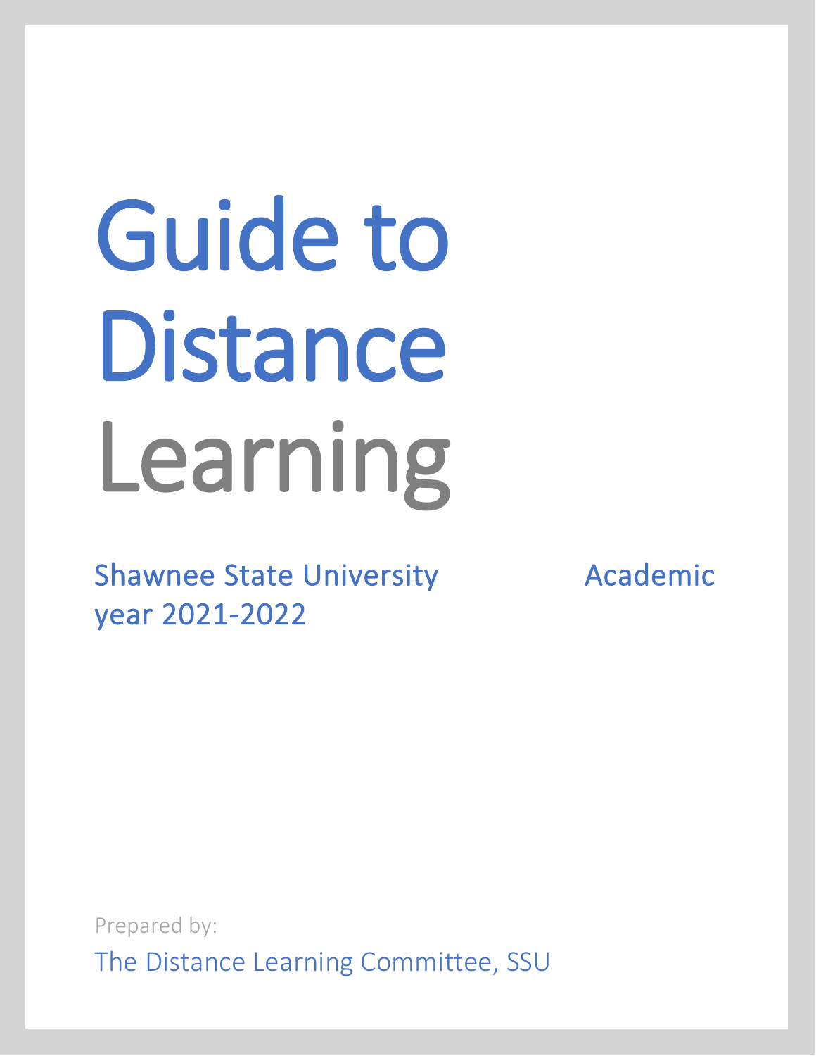# Guide to Distance Learning

Shawnee State University Academic year 2021-2022

Prepared by:

The Distance Learning Committee, SSU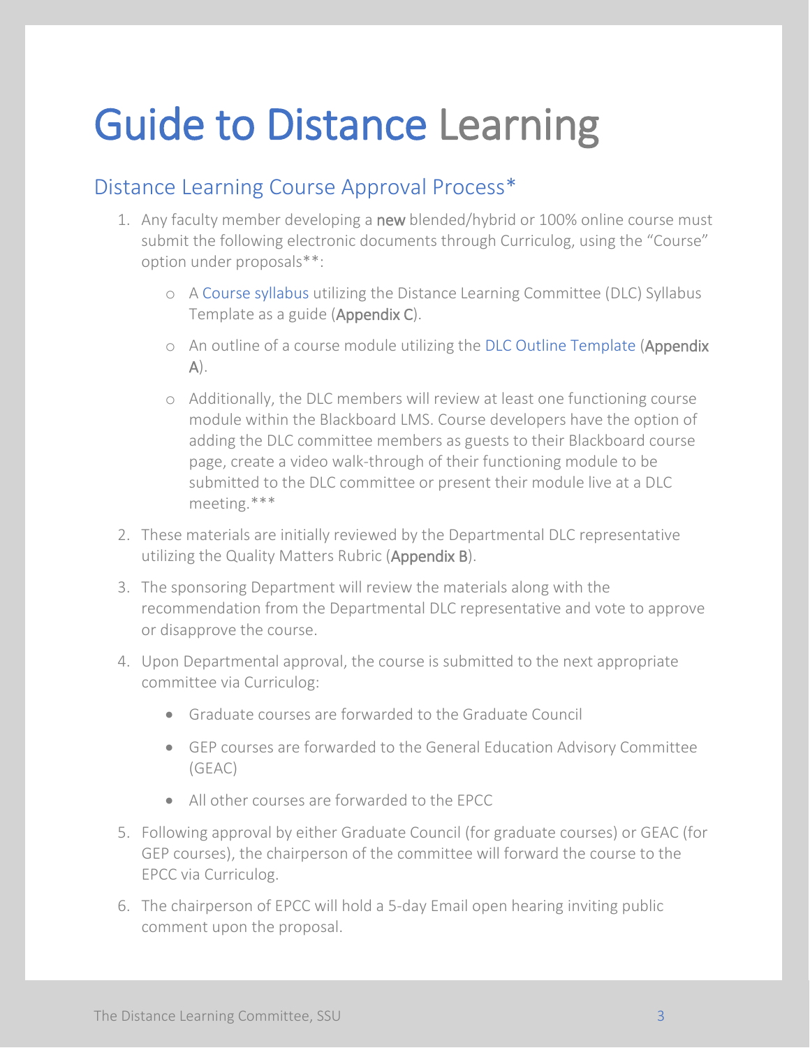# Guide to Distance Learning

## Distance Learning Course Approval Process*

1. Any faculty member developing a **new** blended/hybrid or 100% online course must submit the following electronic documents through Curriculog, using the "Course" option under proposals**:

    - A Course syllabus utilizing the Distance Learning Committee (DLC) Syllabus Template as a guide (**Appendix C**).
    - An outline of a course module utilizing the DLC Outline Template (**Appendix A**).
    - Additionally, the DLC members will review at least one functioning course module within the Blackboard LMS. Course developers have the option of adding the DLC committee members as guests to their Blackboard course page, create a video walk-through of their functioning module to be submitted to the DLC committee or present their module live at a DLC meeting.***

2. These materials are initially reviewed by the Departmental DLC representative utilizing the Quality Matters Rubric (**Appendix B**).

3. The sponsoring Department will review the materials along with the recommendation from the Departmental DLC representative and vote to approve or disapprove the course.

4. Upon Departmental approval, the course is submitted to the next appropriate committee via Curriculog:

    - Graduate courses are forwarded to the Graduate Council
    - GEP courses are forwarded to the General Education Advisory Committee (GEAC)
    - All other courses are forwarded to the EPCC

5. Following approval by either Graduate Council (for graduate courses) or GEAC (for GEP courses), the chairperson of the committee will forward the course to the EPCC via Curriculog.

6. The chairperson of EPCC will hold a 5-day Email open hearing inviting public comment upon the proposal.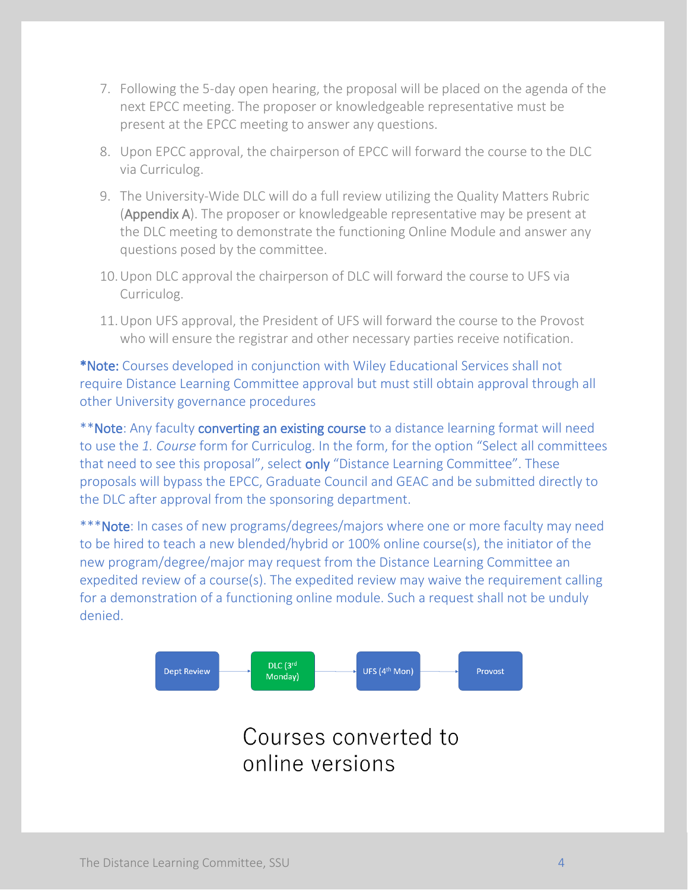7. Following the 5-day open hearing, the proposal will be placed on the agenda of the next EPCC meeting. The proposer or knowledgeable representative must be present at the EPCC meeting to answer any questions.

8. Upon EPCC approval, the chairperson of EPCC will forward the course to the DLC via Curriculog.

9. The University-Wide DLC will do a full review utilizing the Quality Matters Rubric (Appendix A). The proposer or knowledgeable representative may be present at the DLC meeting to demonstrate the functioning Online Module and answer any questions posed by the committee.

10. Upon DLC approval the chairperson of DLC will forward the course to UFS via Curriculog.

11. Upon UFS approval, the President of UFS will forward the course to the Provost who will ensure the registrar and other necessary parties receive notification.

*Note: Courses developed in conjunction with Wiley Educational Services shall not require Distance Learning Committee approval but must still obtain approval through all other University governance procedures

**Note: Any faculty **converting an existing course** to a distance learning format will need to use the *1. Course* form for Curriculog. In the form, for the option "Select all committees that need to see this proposal", select **only** "Distance Learning Committee". These proposals will bypass the EPCC, Graduate Council and GEAC and be submitted directly to the DLC after approval from the sponsoring department.

***Note: In cases of new programs/degrees/majors where one or more faculty may need to be hired to teach a new blended/hybrid or 100% online course(s), the initiator of the new program/degree/major may request from the Distance Learning Committee an expedited review of a course(s). The expedited review may waive the requirement calling for a demonstration of a functioning online module. Such a request shall not be unduly denied.

Dept Review → DLC (3rd Monday) → UFS (4th Mon) → Provost

Courses converted to online versions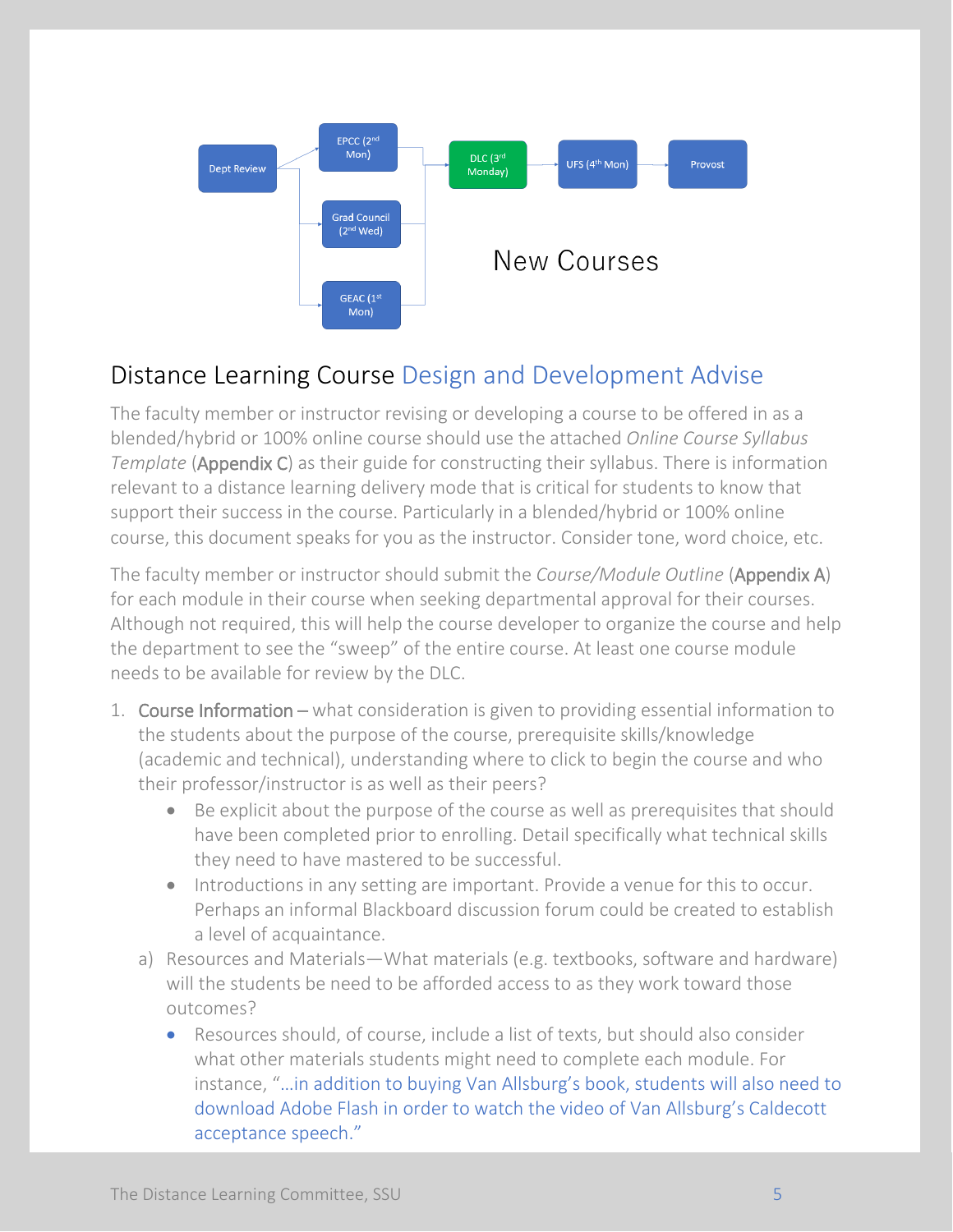Dept Review → EPCC (2nd Mon) / Grad Council (2nd Wed) / GEAC (1st Mon) → DLC (3rd Monday) → UFS (4th Mon) → Provost

New Courses

## Distance Learning Course Design and Development Advise

The faculty member or instructor revising or developing a course to be offered in as a blended/hybrid or 100% online course should use the attached *Online Course Syllabus Template* (Appendix C) as their guide for constructing their syllabus. There is information relevant to a distance learning delivery mode that is critical for students to know that support their success in the course. Particularly in a blended/hybrid or 100% online course, this document speaks for you as the instructor. Consider tone, word choice, etc.

The faculty member or instructor should submit the *Course/Module Outline* (Appendix A) for each module in their course when seeking departmental approval for their courses. Although not required, this will help the course developer to organize the course and help the department to see the "sweep" of the entire course. At least one course module needs to be available for review by the DLC.

1. Course Information – what consideration is given to providing essential information to the students about the purpose of the course, prerequisite skills/knowledge (academic and technical), understanding where to click to begin the course and who their professor/instructor is as well as their peers?
   - Be explicit about the purpose of the course as well as prerequisites that should have been completed prior to enrolling. Detail specifically what technical skills they need to have mastered to be successful.
   - Introductions in any setting are important. Provide a venue for this to occur. Perhaps an informal Blackboard discussion forum could be created to establish a level of acquaintance.

   a) Resources and Materials—What materials (e.g. textbooks, software and hardware) will the students be need to be afforded access to as they work toward those outcomes?
      - Resources should, of course, include a list of texts, but should also consider what other materials students might need to complete each module. For instance, "…in addition to buying Van Allsburg's book, students will also need to download Adobe Flash in order to watch the video of Van Allsburg's Caldecott acceptance speech."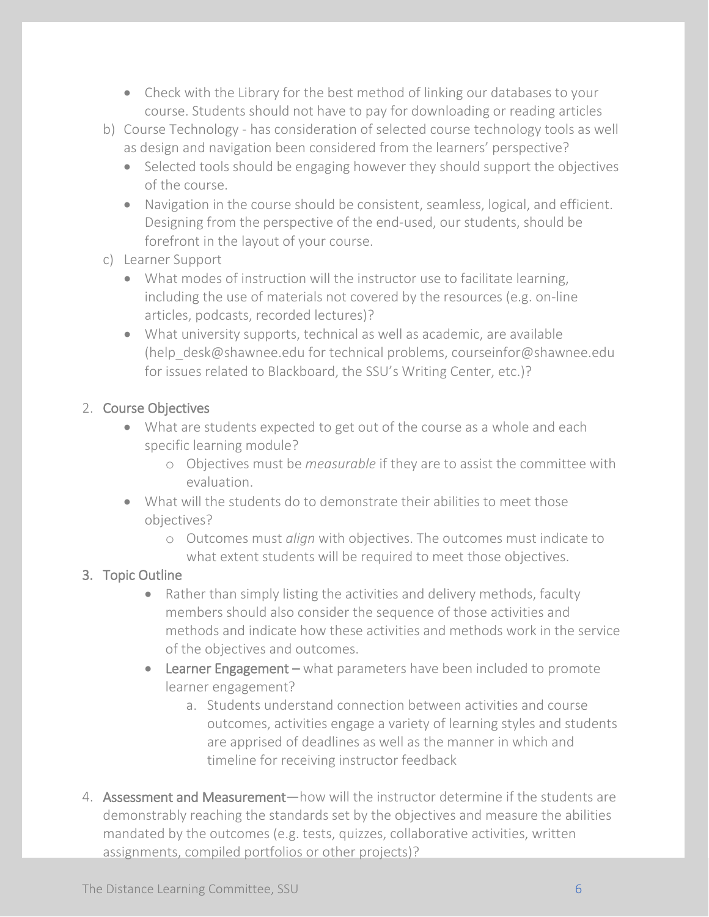- Check with the Library for the best method of linking our databases to your course. Students should not have to pay for downloading or reading articles

b) Course Technology - has consideration of selected course technology tools as well as design and navigation been considered from the learners' perspective?

- Selected tools should be engaging however they should support the objectives of the course.
- Navigation in the course should be consistent, seamless, logical, and efficient. Designing from the perspective of the end-used, our students, should be forefront in the layout of your course.

c) Learner Support

- What modes of instruction will the instructor use to facilitate learning, including the use of materials not covered by the resources (e.g. on-line articles, podcasts, recorded lectures)?
- What university supports, technical as well as academic, are available (help_desk@shawnee.edu for technical problems, courseinfor@shawnee.edu for issues related to Blackboard, the SSU's Writing Center, etc.)?

2. **Course Objectives**
   - What are students expected to get out of the course as a whole and each specific learning module?
     - Objectives must be *measurable* if they are to assist the committee with evaluation.
   - What will the students do to demonstrate their abilities to meet those objectives?
     - Outcomes must *align* with objectives. The outcomes must indicate to what extent students will be required to meet those objectives.
3. **Topic Outline**
   - Rather than simply listing the activities and delivery methods, faculty members should also consider the sequence of those activities and methods and indicate how these activities and methods work in the service of the objectives and outcomes.
   - **Learner Engagement** – what parameters have been included to promote learner engagement?
     a. Students understand connection between activities and course outcomes, activities engage a variety of learning styles and students are apprised of deadlines as well as the manner in which and timeline for receiving instructor feedback
4. **Assessment and Measurement**—how will the instructor determine if the students are demonstrably reaching the standards set by the objectives and measure the abilities mandated by the outcomes (e.g. tests, quizzes, collaborative activities, written assignments, compiled portfolios or other projects)?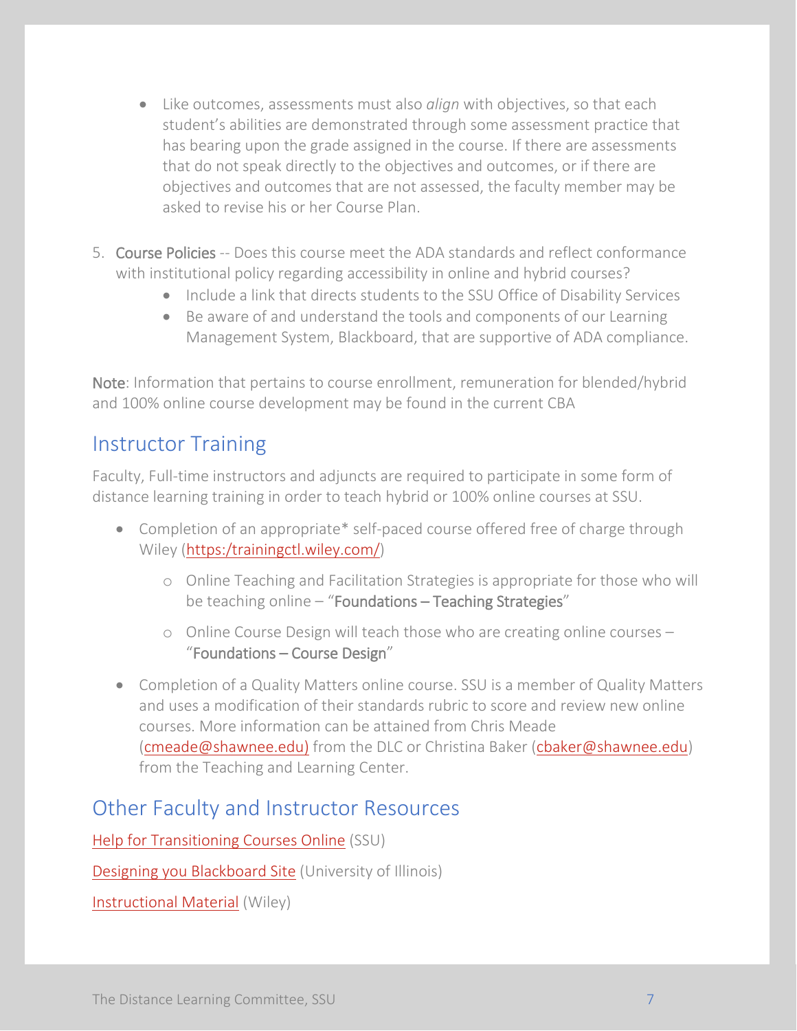- Like outcomes, assessments must also *align* with objectives, so that each student's abilities are demonstrated through some assessment practice that has bearing upon the grade assigned in the course. If there are assessments that do not speak directly to the objectives and outcomes, or if there are objectives and outcomes that are not assessed, the faculty member may be asked to revise his or her Course Plan.

5. Course Policies -- Does this course meet the ADA standards and reflect conformance with institutional policy regarding accessibility in online and hybrid courses?
    - Include a link that directs students to the SSU Office of Disability Services
    - Be aware of and understand the tools and components of our Learning Management System, Blackboard, that are supportive of ADA compliance.

Note: Information that pertains to course enrollment, remuneration for blended/hybrid and 100% online course development may be found in the current CBA

## Instructor Training

Faculty, Full-time instructors and adjuncts are required to participate in some form of distance learning training in order to teach hybrid or 100% online courses at SSU.

- Completion of an appropriate* self-paced course offered free of charge through Wiley (https:/trainingctl.wiley.com/)
    - Online Teaching and Facilitation Strategies is appropriate for those who will be teaching online – "Foundations – Teaching Strategies"
    - Online Course Design will teach those who are creating online courses – "Foundations – Course Design"
- Completion of a Quality Matters online course. SSU is a member of Quality Matters and uses a modification of their standards rubric to score and review new online courses. More information can be attained from Chris Meade (cmeade@shawnee.edu) from the DLC or Christina Baker (cbaker@shawnee.edu) from the Teaching and Learning Center.

## Other Faculty and Instructor Resources

Help for Transitioning Courses Online (SSU)

Designing you Blackboard Site (University of Illinois)

Instructional Material (Wiley)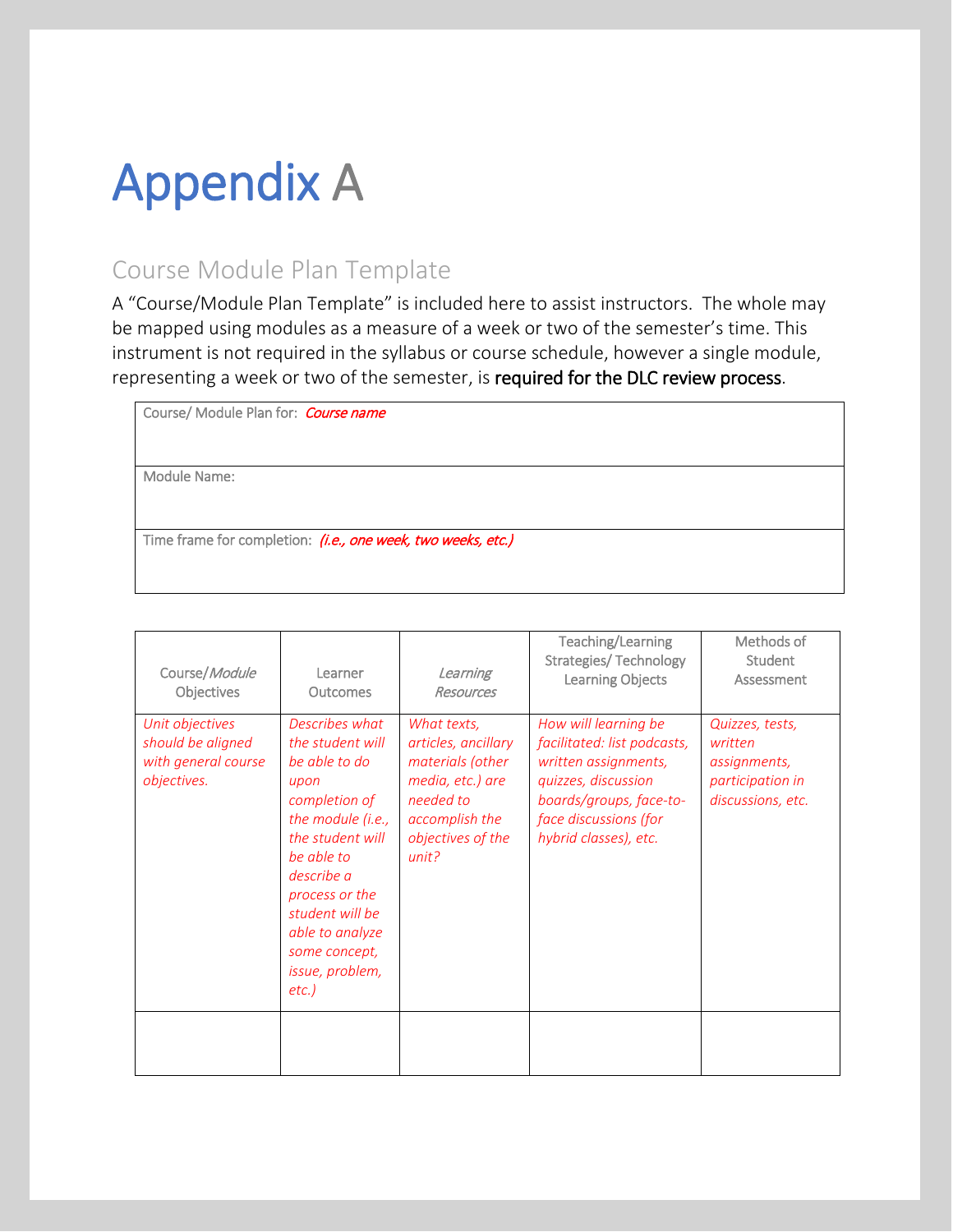# Appendix A

## Course Module Plan Template

A "Course/Module Plan Template" is included here to assist instructors. The whole may be mapped using modules as a measure of a week or two of the semester's time. This instrument is not required in the syllabus or course schedule, however a single module, representing a week or two of the semester, is **required for the DLC review process**.

| Course/ Module Plan for: *Course name* |
|---|
| Module Name: |
| Time frame for completion: ***(i.e., one week, two weeks, etc.)*** |

| Course/*Module* Objectives | Learner Outcomes | *Learning Resources* | Teaching/Learning Strategies/ Technology Learning Objects | Methods of Student Assessment |
|---|---|---|---|---|
| *Unit objectives should be aligned with general course objectives.* | *Describes what the student will be able to do upon completion of the module (i.e., the student will be able to describe a process or the student will be able to analyze some concept, issue, problem, etc.)* | *What texts, articles, ancillary materials (other media, etc.) are needed to accomplish the objectives of the unit?* | *How will learning be facilitated: list podcasts, written assignments, quizzes, discussion boards/groups, face-to-face discussions (for hybrid classes), etc.* | *Quizzes, tests, written assignments, participation in discussions, etc.* |
| | | | | |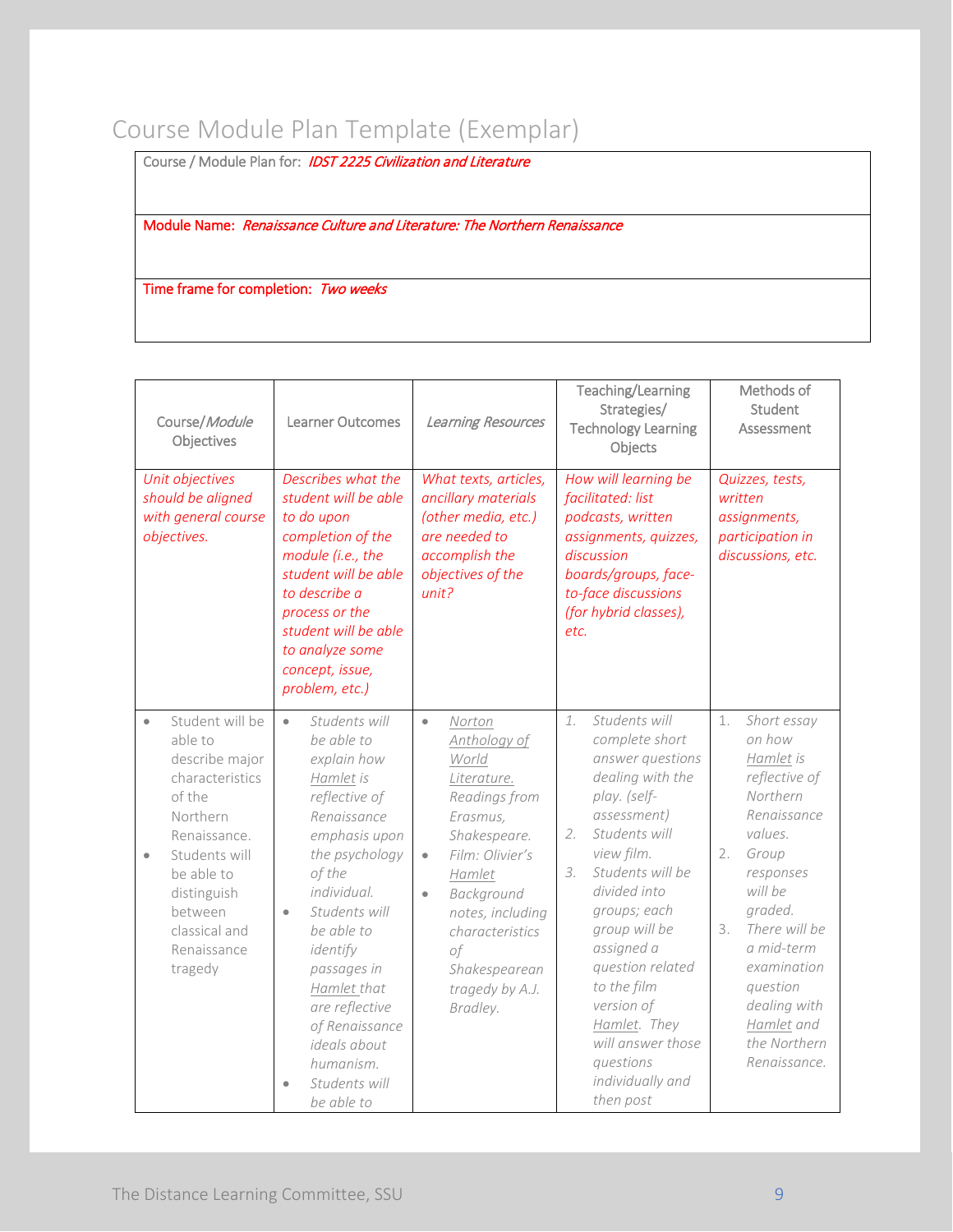# Course Module Plan Template (Exemplar)

| Course / Module Plan for: *IDST 2225 Civilization and Literature* |
|---|
| Module Name: *Renaissance Culture and Literature: The Northern Renaissance* |
| Time frame for completion: *Two weeks* |

| Course/*Module* Objectives | Learner Outcomes | *Learning Resources* | Teaching/Learning Strategies/ Technology Learning Objects | Methods of Student Assessment |
|---|---|---|---|---|
| *Unit objectives should be aligned with general course objectives.* | *Describes what the student will be able to do upon completion of the module (i.e., the student will be able to describe a process or the student will be able to analyze some concept, issue, problem, etc.)* | *What texts, articles, ancillary materials (other media, etc.) are needed to accomplish the objectives of the unit?* | *How will learning be facilitated: list podcasts, written assignments, quizzes, discussion boards/groups, face-to-face discussions (for hybrid classes), etc.* | *Quizzes, tests, written assignments, participation in discussions, etc.* |
| • Student will be able to describe major characteristics of the Northern Renaissance.<br>• Students will be able to distinguish between classical and Renaissance tragedy | • *Students will be able to explain how Hamlet is reflective of Renaissance emphasis upon the psychology of the individual.*<br>• *Students will be able to identify passages in Hamlet that are reflective of Renaissance ideals about humanism.*<br>• *Students will be able to* | • *Norton Anthology of World Literature. Readings from Erasmus, Shakespeare.*<br>• *Film: Olivier's Hamlet*<br>• *Background notes, including characteristics of Shakespearean tragedy by A.J. Bradley.* | 1. *Students will complete short answer questions dealing with the play. (self-assessment)*<br>2. *Students will view film.*<br>3. *Students will be divided into groups; each group will be assigned a question related to the film version of Hamlet. They will answer those questions individually and then post* | 1. *Short essay on how Hamlet is reflective of Northern Renaissance values.*<br>2. *Group responses will be graded.*<br>3. *There will be a mid-term examination question dealing with Hamlet and the Northern Renaissance.* |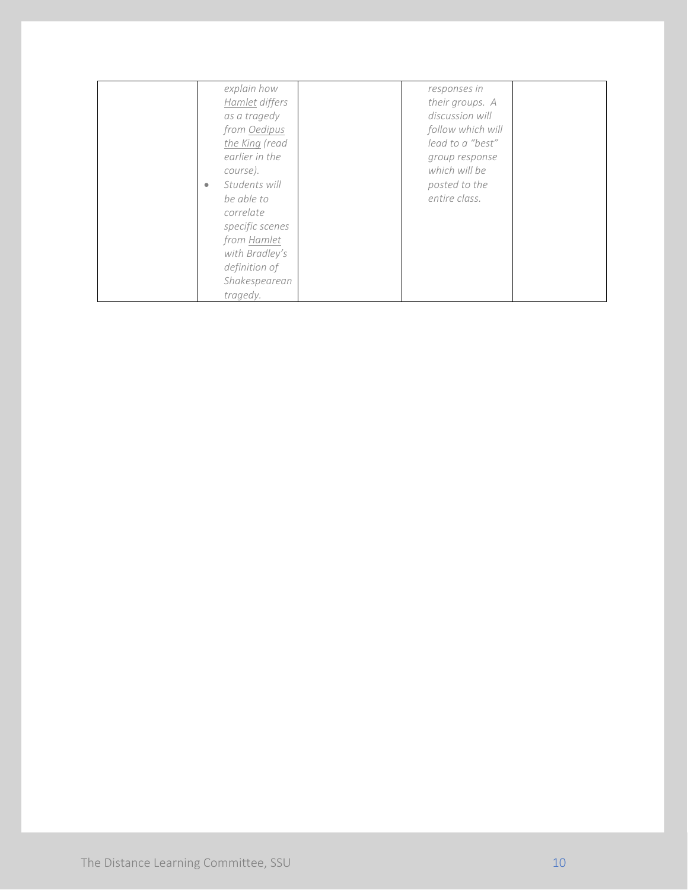| | | | | |
|---|---|---|---|---|
| | *explain how Hamlet differs as a tragedy from Oedipus the King (read earlier in the course).*<br>• *Students will be able to correlate specific scenes from Hamlet with Bradley's definition of Shakespearean tragedy.* | | *responses in their groups. A discussion will follow which will lead to a "best" group response which will be posted to the entire class.* | |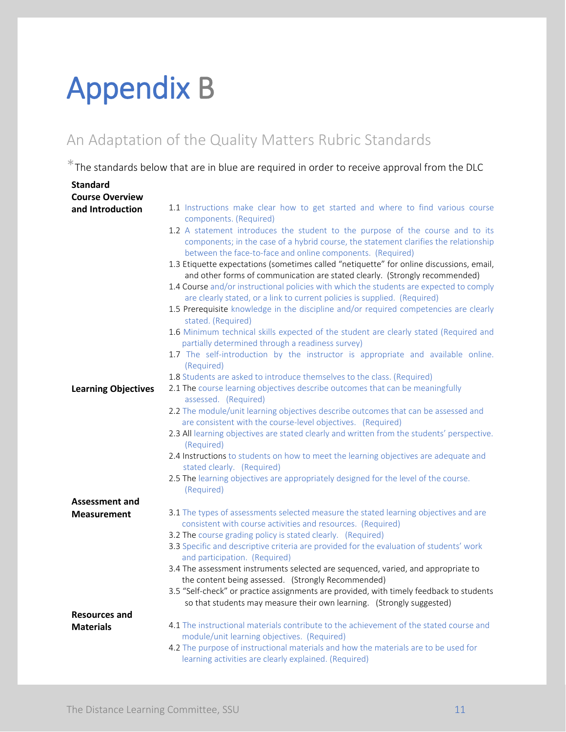# Appendix B

## An Adaptation of the Quality Matters Rubric Standards

*The standards below that are in blue are required in order to receive approval from the DLC

**Standard**

**Course Overview and Introduction**

1.1 Instructions make clear how to get started and where to find various course components. (Required)

1.2 A statement introduces the student to the purpose of the course and to its components; in the case of a hybrid course, the statement clarifies the relationship between the face-to-face and online components. (Required)

1.3 Etiquette expectations (sometimes called "netiquette" for online discussions, email, and other forms of communication are stated clearly. (Strongly recommended)

1.4 Course and/or instructional policies with which the students are expected to comply are clearly stated, or a link to current policies is supplied. (Required)

1.5 Prerequisite knowledge in the discipline and/or required competencies are clearly stated. (Required)

1.6 Minimum technical skills expected of the student are clearly stated (Required and partially determined through a readiness survey)

1.7 The self-introduction by the instructor is appropriate and available online. (Required)

1.8 Students are asked to introduce themselves to the class. (Required)

**Learning Objectives**

2.1 The course learning objectives describe outcomes that can be meaningfully assessed. (Required)

2.2 The module/unit learning objectives describe outcomes that can be assessed and are consistent with the course-level objectives. (Required)

2.3 All learning objectives are stated clearly and written from the students' perspective. (Required)

2.4 Instructions to students on how to meet the learning objectives are adequate and stated clearly. (Required)

2.5 The learning objectives are appropriately designed for the level of the course. (Required)

**Assessment and Measurement**

3.1 The types of assessments selected measure the stated learning objectives and are consistent with course activities and resources. (Required)

3.2 The course grading policy is stated clearly. (Required)

3.3 Specific and descriptive criteria are provided for the evaluation of students' work and participation. (Required)

3.4 The assessment instruments selected are sequenced, varied, and appropriate to the content being assessed. (Strongly Recommended)

3.5 "Self-check" or practice assignments are provided, with timely feedback to students so that students may measure their own learning. (Strongly suggested)

**Resources and Materials**

4.1 The instructional materials contribute to the achievement of the stated course and module/unit learning objectives. (Required)

4.2 The purpose of instructional materials and how the materials are to be used for learning activities are clearly explained. (Required)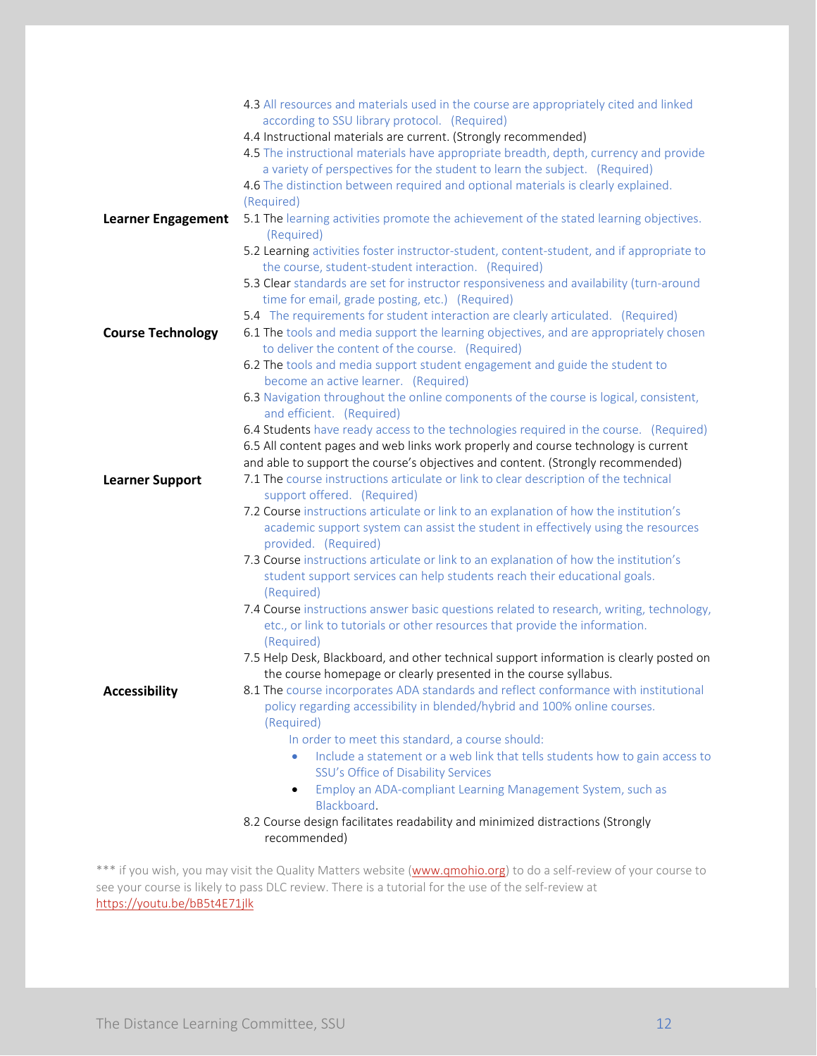| | |
|---|---|
| | 4.3 All resources and materials used in the course are appropriately cited and linked according to SSU library protocol. (Required) |
| | 4.4 Instructional materials are current. (Strongly recommended) |
| | 4.5 The instructional materials have appropriate breadth, depth, currency and provide a variety of perspectives for the student to learn the subject. (Required) |
| | 4.6 The distinction between required and optional materials is clearly explained. (Required) |
| **Learner Engagement** | 5.1 The learning activities promote the achievement of the stated learning objectives. (Required) |
| | 5.2 Learning activities foster instructor-student, content-student, and if appropriate to the course, student-student interaction. (Required) |
| | 5.3 Clear standards are set for instructor responsiveness and availability (turn-around time for email, grade posting, etc.) (Required) |
| | 5.4 The requirements for student interaction are clearly articulated. (Required) |
| **Course Technology** | 6.1 The tools and media support the learning objectives, and are appropriately chosen to deliver the content of the course. (Required) |
| | 6.2 The tools and media support student engagement and guide the student to become an active learner. (Required) |
| | 6.3 Navigation throughout the online components of the course is logical, consistent, and efficient. (Required) |
| | 6.4 Students have ready access to the technologies required in the course. (Required) |
| | 6.5 All content pages and web links work properly and course technology is current and able to support the course's objectives and content. (Strongly recommended) |
| **Learner Support** | 7.1 The course instructions articulate or link to clear description of the technical support offered. (Required) |
| | 7.2 Course instructions articulate or link to an explanation of how the institution's academic support system can assist the student in effectively using the resources provided. (Required) |
| | 7.3 Course instructions articulate or link to an explanation of how the institution's student support services can help students reach their educational goals. (Required) |
| | 7.4 Course instructions answer basic questions related to research, writing, technology, etc., or link to tutorials or other resources that provide the information. (Required) |
| | 7.5 Help Desk, Blackboard, and other technical support information is clearly posted on the course homepage or clearly presented in the course syllabus. |
| **Accessibility** | 8.1 The course incorporates ADA standards and reflect conformance with institutional policy regarding accessibility in blended/hybrid and 100% online courses. (Required)<br>In order to meet this standard, a course should:<br>• Include a statement or a web link that tells students how to gain access to SSU's Office of Disability Services<br>• Employ an ADA-compliant Learning Management System, such as Blackboard. |
| | 8.2 Course design facilitates readability and minimized distractions (Strongly recommended) |

*** if you wish, you may visit the Quality Matters website (www.qmohio.org) to do a self-review of your course to see your course is likely to pass DLC review. There is a tutorial for the use of the self-review at https://youtu.be/bB5t4E71jlk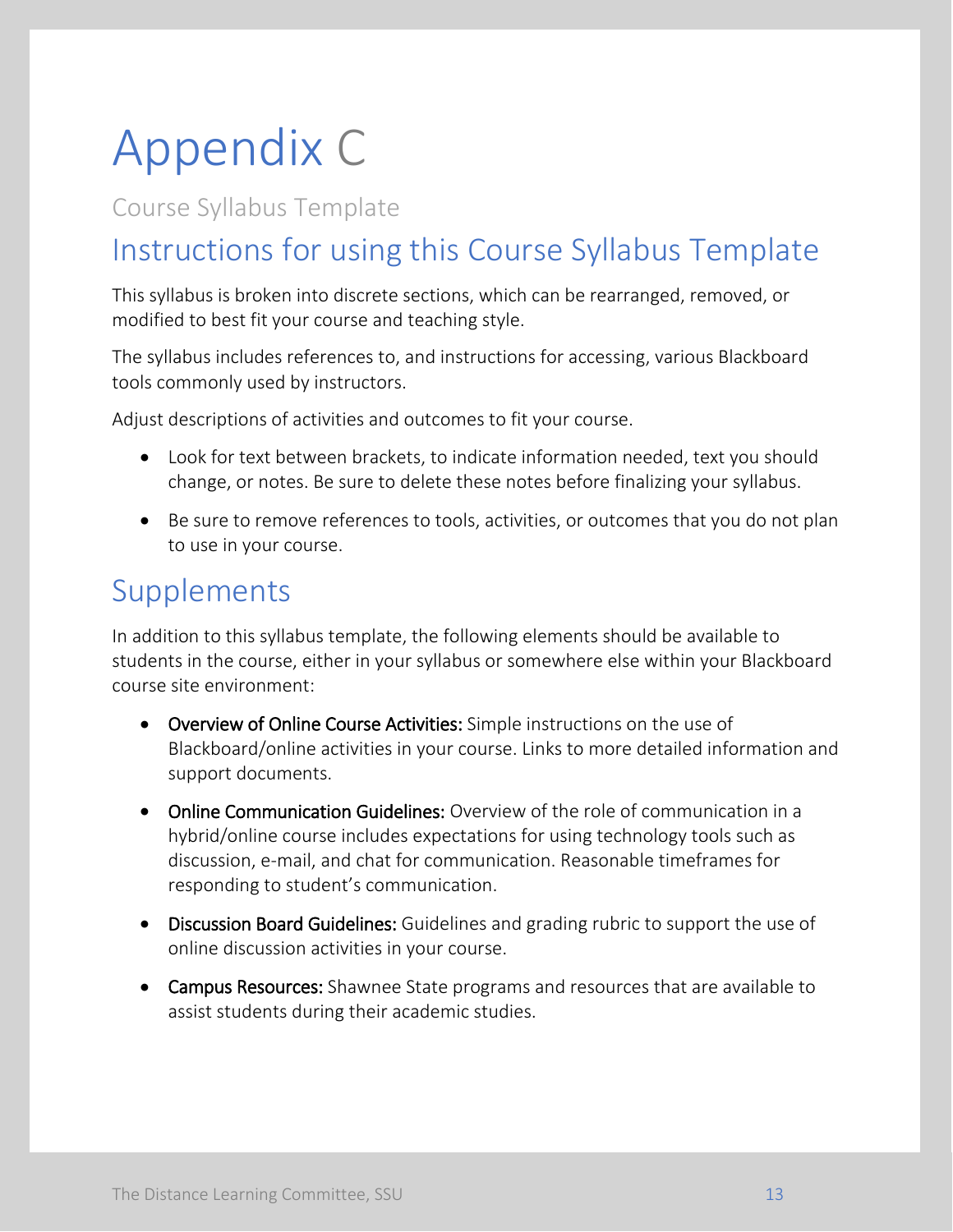# Appendix C

Course Syllabus Template

## Instructions for using this Course Syllabus Template

This syllabus is broken into discrete sections, which can be rearranged, removed, or modified to best fit your course and teaching style.

The syllabus includes references to, and instructions for accessing, various Blackboard tools commonly used by instructors.

Adjust descriptions of activities and outcomes to fit your course.

- Look for text between brackets, to indicate information needed, text you should change, or notes. Be sure to delete these notes before finalizing your syllabus.
- Be sure to remove references to tools, activities, or outcomes that you do not plan to use in your course.

## Supplements

In addition to this syllabus template, the following elements should be available to students in the course, either in your syllabus or somewhere else within your Blackboard course site environment:

- **Overview of Online Course Activities:** Simple instructions on the use of Blackboard/online activities in your course. Links to more detailed information and support documents.
- **Online Communication Guidelines:** Overview of the role of communication in a hybrid/online course includes expectations for using technology tools such as discussion, e-mail, and chat for communication. Reasonable timeframes for responding to student's communication.
- **Discussion Board Guidelines:** Guidelines and grading rubric to support the use of online discussion activities in your course.
- **Campus Resources:** Shawnee State programs and resources that are available to assist students during their academic studies.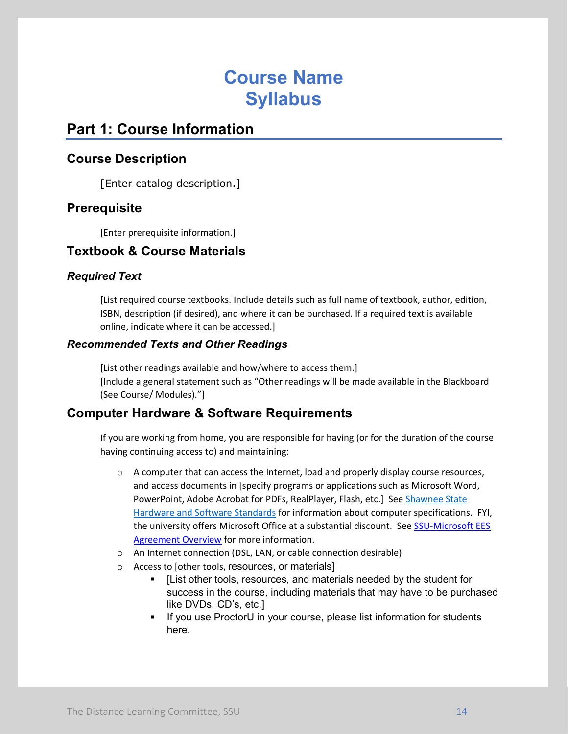# Course Name
# Syllabus

## Part 1: Course Information

### Course Description

[Enter catalog description.]

### Prerequisite

[Enter prerequisite information.]

### Textbook & Course Materials

#### *Required Text*

[List required course textbooks. Include details such as full name of textbook, author, edition, ISBN, description (if desired), and where it can be purchased. If a required text is available online, indicate where it can be accessed.]

#### *Recommended Texts and Other Readings*

[List other readings available and how/where to access them.]
[Include a general statement such as “Other readings will be made available in the Blackboard (See Course/ Modules).”]

### Computer Hardware & Software Requirements

If you are working from home, you are responsible for having (or for the duration of the course having continuing access to) and maintaining:

- A computer that can access the Internet, load and properly display course resources, and access documents in [specify programs or applications such as Microsoft Word, PowerPoint, Adobe Acrobat for PDFs, RealPlayer, Flash, etc.] See Shawnee State Hardware and Software Standards for information about computer specifications. FYI, the university offers Microsoft Office at a substantial discount. See SSU-Microsoft EES Agreement Overview for more information.
- An Internet connection (DSL, LAN, or cable connection desirable)
- Access to [other tools, resources, or materials]
  - [List other tools, resources, and materials needed by the student for success in the course, including materials that may have to be purchased like DVDs, CD’s, etc.]
  - If you use ProctorU in your course, please list information for students here.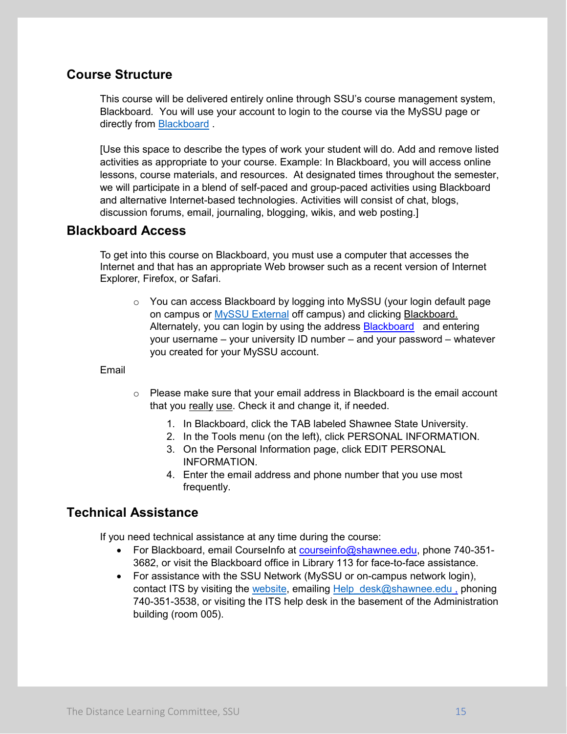## Course Structure

This course will be delivered entirely online through SSU's course management system, Blackboard. You will use your account to login to the course via the MySSU page or directly from Blackboard .

[Use this space to describe the types of work your student will do. Add and remove listed activities as appropriate to your course. Example: In Blackboard, you will access online lessons, course materials, and resources. At designated times throughout the semester, we will participate in a blend of self-paced and group-paced activities using Blackboard and alternative Internet-based technologies. Activities will consist of chat, blogs, discussion forums, email, journaling, blogging, wikis, and web posting.]

## Blackboard Access

To get into this course on Blackboard, you must use a computer that accesses the Internet and that has an appropriate Web browser such as a recent version of Internet Explorer, Firefox, or Safari.

- You can access Blackboard by logging into MySSU (your login default page on campus or MySSU External off campus) and clicking Blackboard. Alternately, you can login by using the address Blackboard and entering your username – your university ID number – and your password – whatever you created for your MySSU account.

Email

- Please make sure that your email address in Blackboard is the email account that you really use. Check it and change it, if needed.
  1. In Blackboard, click the TAB labeled Shawnee State University.
  2. In the Tools menu (on the left), click PERSONAL INFORMATION.
  3. On the Personal Information page, click EDIT PERSONAL INFORMATION.
  4. Enter the email address and phone number that you use most frequently.

## Technical Assistance

If you need technical assistance at any time during the course:

- For Blackboard, email CourseInfo at courseinfo@shawnee.edu, phone 740-351-3682, or visit the Blackboard office in Library 113 for face-to-face assistance.
- For assistance with the SSU Network (MySSU or on-campus network login), contact ITS by visiting the website, emailing Help_desk@shawnee.edu , phoning 740-351-3538, or visiting the ITS help desk in the basement of the Administration building (room 005).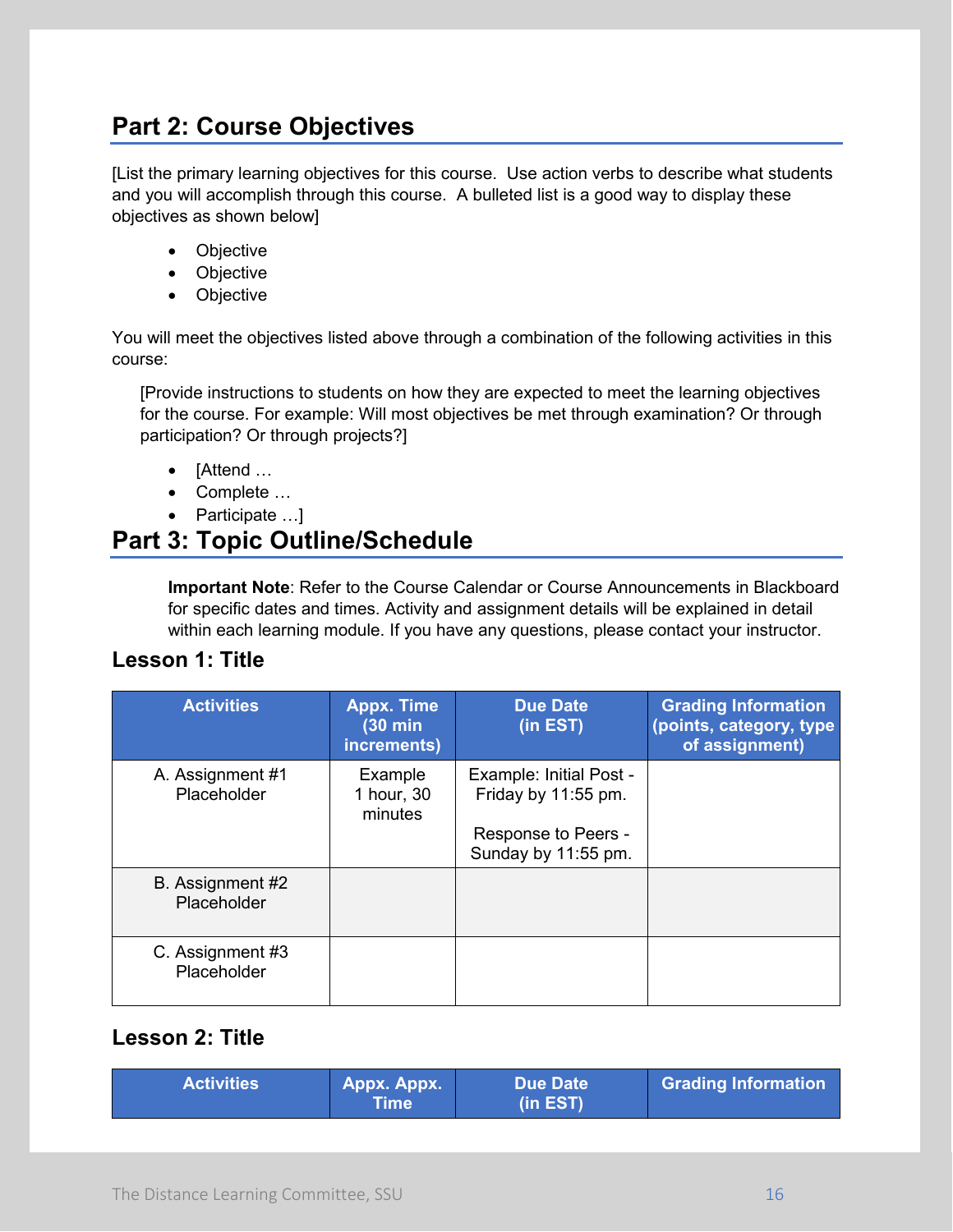## Part 2: Course Objectives

[List the primary learning objectives for this course. Use action verbs to describe what students and you will accomplish through this course. A bulleted list is a good way to display these objectives as shown below]

- Objective
- Objective
- Objective

You will meet the objectives listed above through a combination of the following activities in this course:

[Provide instructions to students on how they are expected to meet the learning objectives for the course. For example: Will most objectives be met through examination? Or through participation? Or through projects?]

- [Attend …
- Complete …
- Participate …]

## Part 3: Topic Outline/Schedule

**Important Note**: Refer to the Course Calendar or Course Announcements in Blackboard for specific dates and times. Activity and assignment details will be explained in detail within each learning module. If you have any questions, please contact your instructor.

### Lesson 1: Title

| Activities | Appx. Time (30 min increments) | Due Date (in EST) | Grading Information (points, category, type of assignment) |
|---|---|---|---|
| A. Assignment #1 Placeholder | Example 1 hour, 30 minutes | Example: Initial Post - Friday by 11:55 pm.<br><br>Response to Peers - Sunday by 11:55 pm. | |
| B. Assignment #2 Placeholder | | | |
| C. Assignment #3 Placeholder | | | |

### Lesson 2: Title

| Activities | Appx. Appx. Time | Due Date (in EST) | Grading Information |
|---|---|---|---|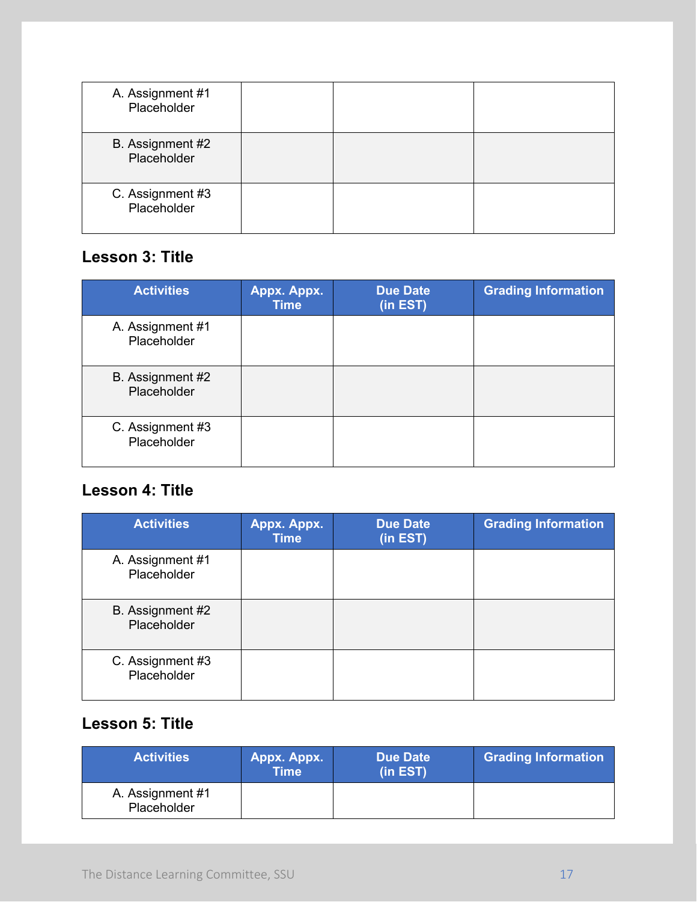| Activities | Appx. Appx. Time | Due Date (in EST) | Grading Information |
|---|---|---|---|
| A. Assignment #1 Placeholder | | | |
| B. Assignment #2 Placeholder | | | |
| C. Assignment #3 Placeholder | | | |

### Lesson 3: Title

| Activities | Appx. Appx. Time | Due Date (in EST) | Grading Information |
|---|---|---|---|
| A. Assignment #1 Placeholder | | | |
| B. Assignment #2 Placeholder | | | |
| C. Assignment #3 Placeholder | | | |

### Lesson 4: Title

| Activities | Appx. Appx. Time | Due Date (in EST) | Grading Information |
|---|---|---|---|
| A. Assignment #1 Placeholder | | | |
| B. Assignment #2 Placeholder | | | |
| C. Assignment #3 Placeholder | | | |

### Lesson 5: Title

| Activities | Appx. Appx. Time | Due Date (in EST) | Grading Information |
|---|---|---|---|
| A. Assignment #1 Placeholder | | | |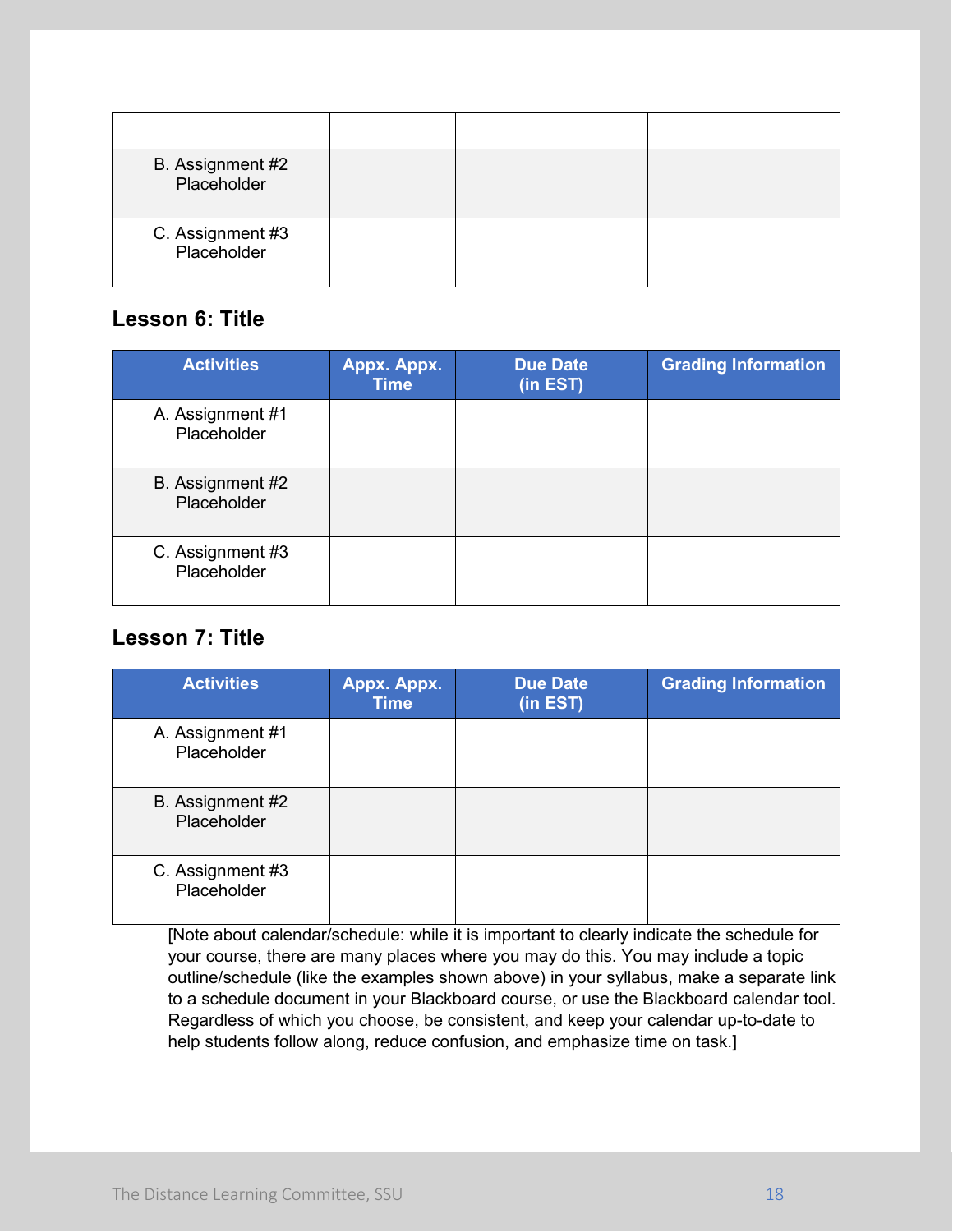| | | | |
|---|---|---|---|
| B. Assignment #2 Placeholder | | | |
| C. Assignment #3 Placeholder | | | |

### Lesson 6: Title

| Activities | Appx. Appx. Time | Due Date (in EST) | Grading Information |
|---|---|---|---|
| A. Assignment #1 Placeholder | | | |
| B. Assignment #2 Placeholder | | | |
| C. Assignment #3 Placeholder | | | |

### Lesson 7: Title

| Activities | Appx. Appx. Time | Due Date (in EST) | Grading Information |
|---|---|---|---|
| A. Assignment #1 Placeholder | | | |
| B. Assignment #2 Placeholder | | | |
| C. Assignment #3 Placeholder | | | |

[Note about calendar/schedule: while it is important to clearly indicate the schedule for your course, there are many places where you may do this. You may include a topic outline/schedule (like the examples shown above) in your syllabus, make a separate link to a schedule document in your Blackboard course, or use the Blackboard calendar tool. Regardless of which you choose, be consistent, and keep your calendar up-to-date to help students follow along, reduce confusion, and emphasize time on task.]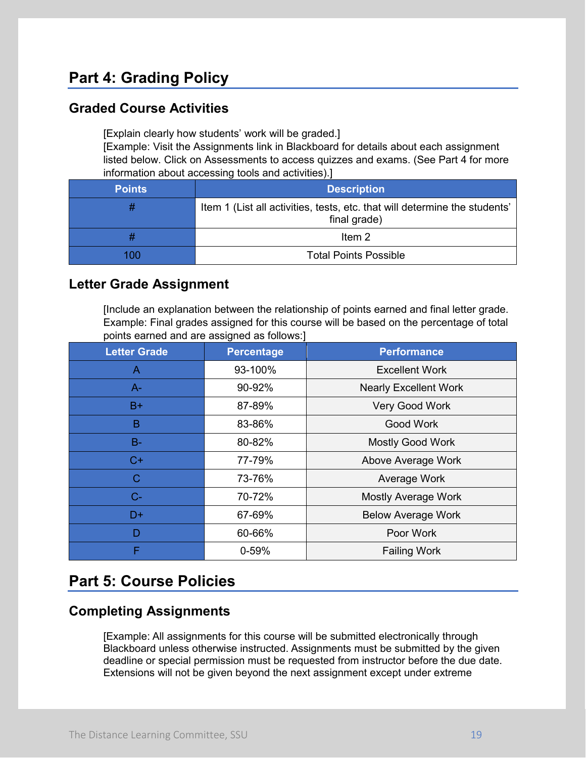## Part 4: Grading Policy

### Graded Course Activities

[Explain clearly how students' work will be graded.]
[Example: Visit the Assignments link in Blackboard for details about each assignment listed below. Click on Assessments to access quizzes and exams. (See Part 4 for more information about accessing tools and activities).]

| Points | Description |
|---|---|
| # | Item 1 (List all activities, tests, etc. that will determine the students' final grade) |
| # | Item 2 |
| 100 | Total Points Possible |

### Letter Grade Assignment

[Include an explanation between the relationship of points earned and final letter grade. Example: Final grades assigned for this course will be based on the percentage of total points earned and are assigned as follows:]

| Letter Grade | Percentage | Performance |
|---|---|---|
| A | 93-100% | Excellent Work |
| A- | 90-92% | Nearly Excellent Work |
| B+ | 87-89% | Very Good Work |
| B | 83-86% | Good Work |
| B- | 80-82% | Mostly Good Work |
| C+ | 77-79% | Above Average Work |
| C | 73-76% | Average Work |
| C- | 70-72% | Mostly Average Work |
| D+ | 67-69% | Below Average Work |
| D | 60-66% | Poor Work |
| F | 0-59% | Failing Work |

## Part 5: Course Policies

### Completing Assignments

[Example: All assignments for this course will be submitted electronically through Blackboard unless otherwise instructed. Assignments must be submitted by the given deadline or special permission must be requested from instructor before the due date. Extensions will not be given beyond the next assignment except under extreme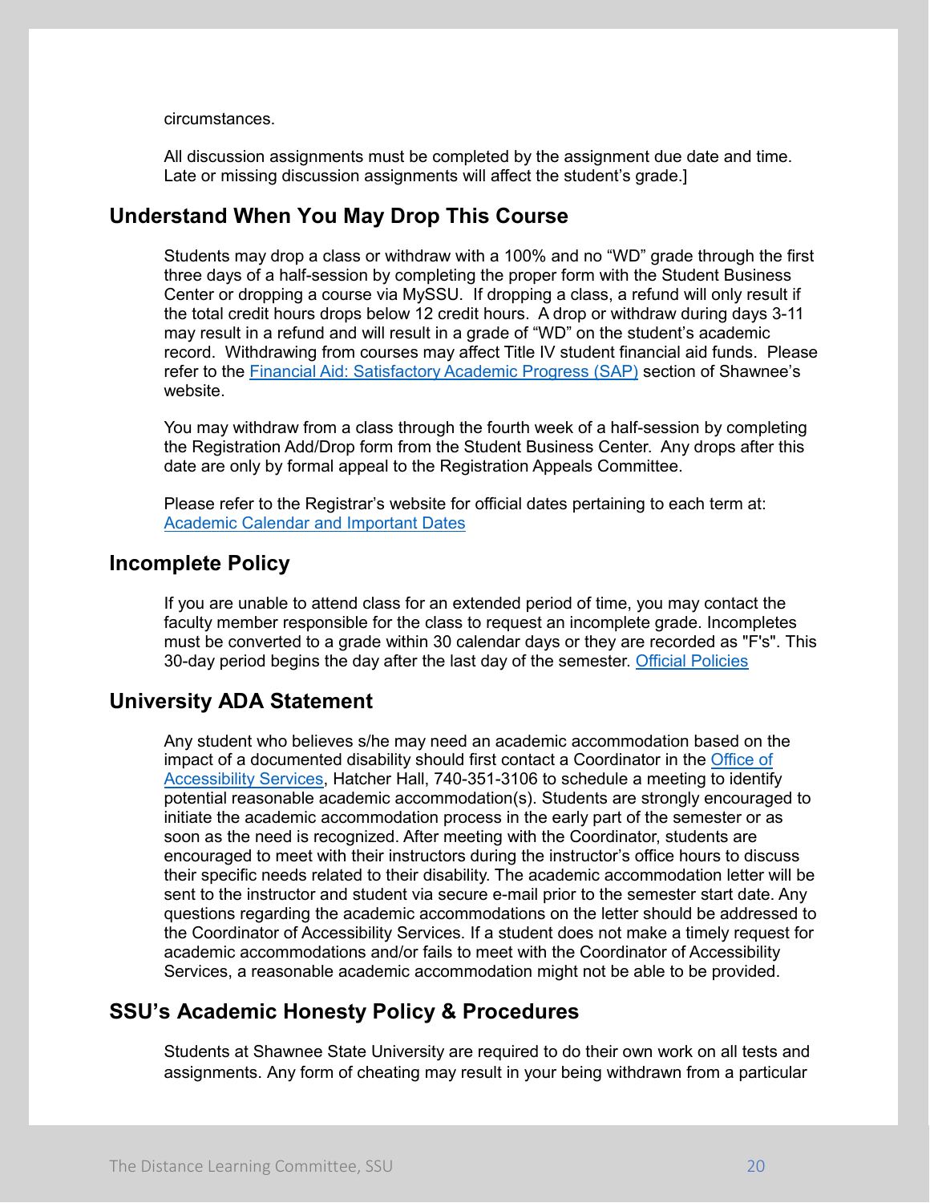circumstances.

All discussion assignments must be completed by the assignment due date and time. Late or missing discussion assignments will affect the student's grade.]

## Understand When You May Drop This Course

Students may drop a class or withdraw with a 100% and no "WD" grade through the first three days of a half-session by completing the proper form with the Student Business Center or dropping a course via MySSU. If dropping a class, a refund will only result if the total credit hours drops below 12 credit hours. A drop or withdraw during days 3-11 may result in a refund and will result in a grade of "WD" on the student's academic record. Withdrawing from courses may affect Title IV student financial aid funds. Please refer to the Financial Aid: Satisfactory Academic Progress (SAP) section of Shawnee's website.

You may withdraw from a class through the fourth week of a half-session by completing the Registration Add/Drop form from the Student Business Center. Any drops after this date are only by formal appeal to the Registration Appeals Committee.

Please refer to the Registrar's website for official dates pertaining to each term at: Academic Calendar and Important Dates

## Incomplete Policy

If you are unable to attend class for an extended period of time, you may contact the faculty member responsible for the class to request an incomplete grade. Incompletes must be converted to a grade within 30 calendar days or they are recorded as "F's". This 30-day period begins the day after the last day of the semester. Official Policies

## University ADA Statement

Any student who believes s/he may need an academic accommodation based on the impact of a documented disability should first contact a Coordinator in the Office of Accessibility Services, Hatcher Hall, 740-351-3106 to schedule a meeting to identify potential reasonable academic accommodation(s). Students are strongly encouraged to initiate the academic accommodation process in the early part of the semester or as soon as the need is recognized. After meeting with the Coordinator, students are encouraged to meet with their instructors during the instructor's office hours to discuss their specific needs related to their disability. The academic accommodation letter will be sent to the instructor and student via secure e-mail prior to the semester start date. Any questions regarding the academic accommodations on the letter should be addressed to the Coordinator of Accessibility Services. If a student does not make a timely request for academic accommodations and/or fails to meet with the Coordinator of Accessibility Services, a reasonable academic accommodation might not be able to be provided.

## SSU's Academic Honesty Policy & Procedures

Students at Shawnee State University are required to do their own work on all tests and assignments. Any form of cheating may result in your being withdrawn from a particular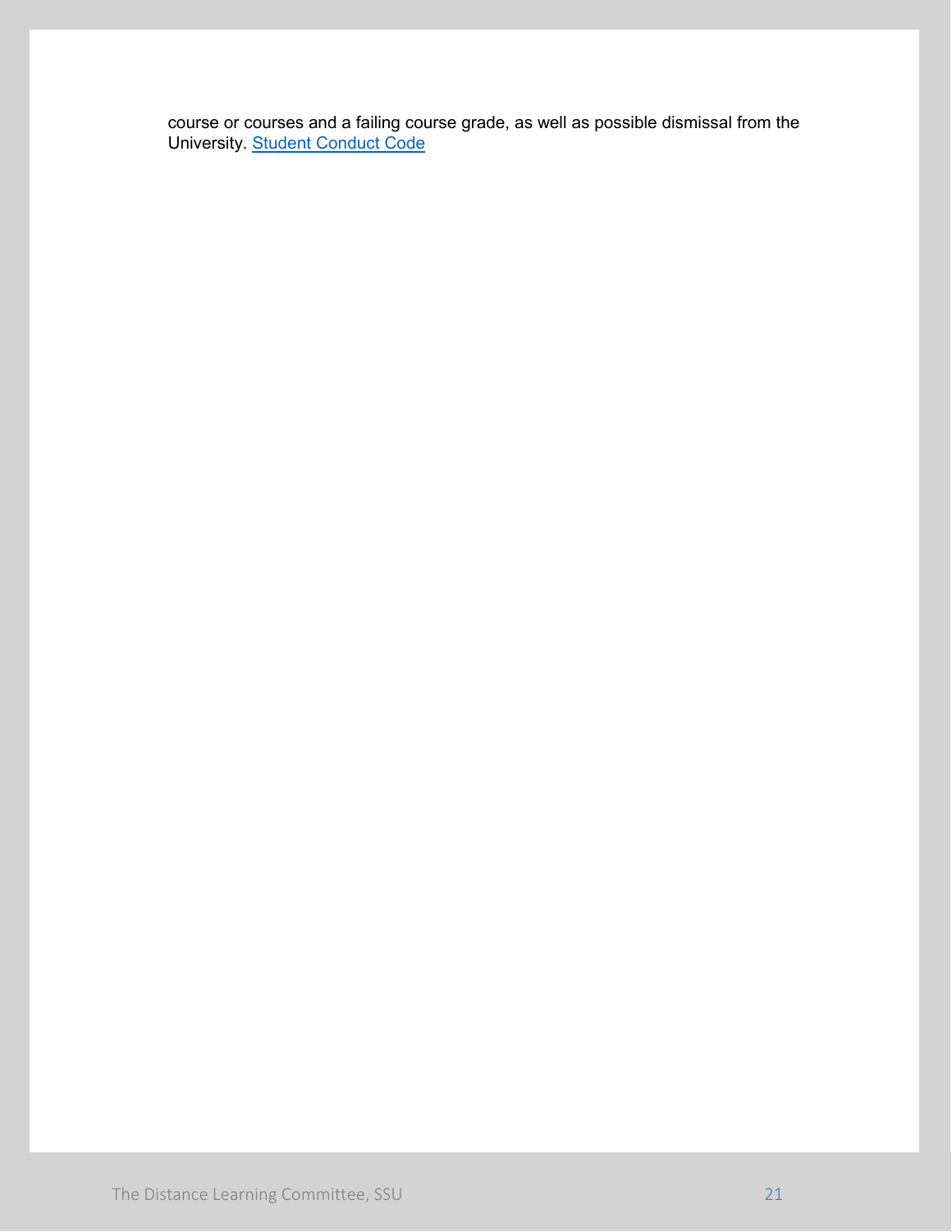course or courses and a failing course grade, as well as possible dismissal from the University. Student Conduct Code